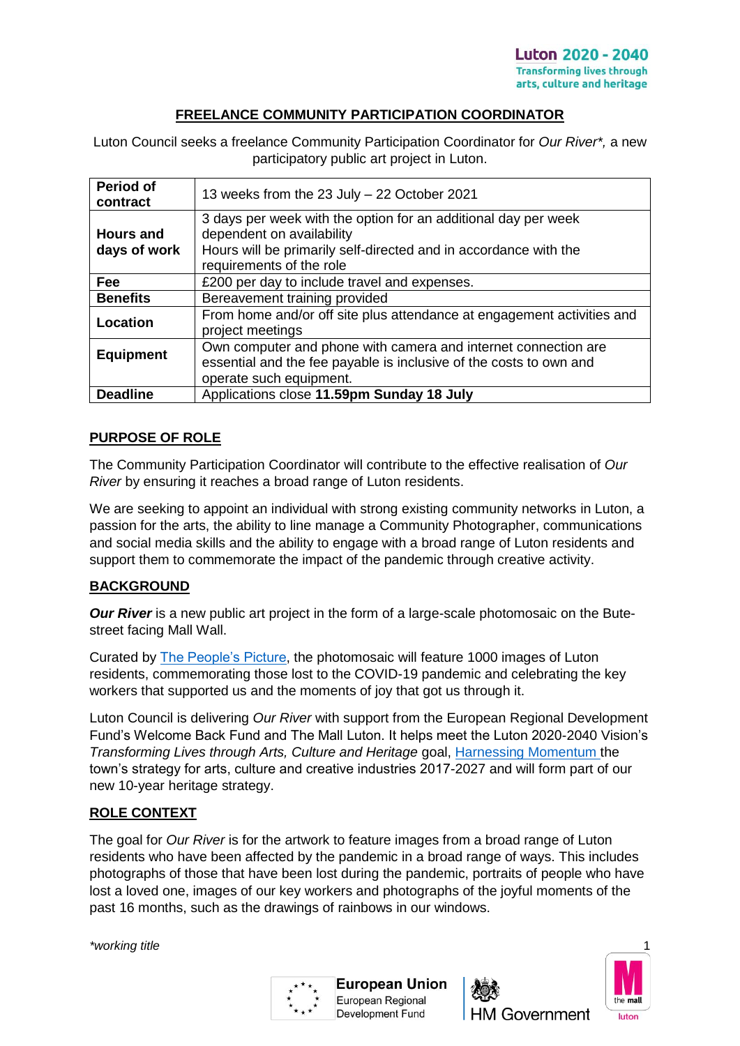## FREELANCE COMMUNITY PARTICIPATION COORDINATOR

Luton Council seeks a freelance Community Participation Coordinator for *Our River\**, a new participatory public art project in Luton.

| | |
|---|---|
| **Period of contract** | 13 weeks from the 23 July – 22 October 2021 |
| **Hours and days of work** | 3 days per week with the option for an additional day per week dependent on availability<br>Hours will be primarily self-directed and in accordance with the requirements of the role |
| **Fee** | £200 per day to include travel and expenses. |
| **Benefits** | Bereavement training provided |
| **Location** | From home and/or off site plus attendance at engagement activities and project meetings |
| **Equipment** | Own computer and phone with camera and internet connection are essential and the fee payable is inclusive of the costs to own and operate such equipment. |
| **Deadline** | Applications close **11.59pm Sunday 18 July** |

### PURPOSE OF ROLE

The Community Participation Coordinator will contribute to the effective realisation of *Our River* by ensuring it reaches a broad range of Luton residents.

We are seeking to appoint an individual with strong existing community networks in Luton, a passion for the arts, the ability to line manage a Community Photographer, communications and social media skills and the ability to engage with a broad range of Luton residents and support them to commemorate the impact of the pandemic through creative activity.

### BACKGROUND

***Our River*** is a new public art project in the form of a large-scale photomosaic on the Bute-street facing Mall Wall.

Curated by The People's Picture, the photomosaic will feature 1000 images of Luton residents, commemorating those lost to the COVID-19 pandemic and celebrating the key workers that supported us and the moments of joy that got us through it.

Luton Council is delivering *Our River* with support from the European Regional Development Fund's Welcome Back Fund and The Mall Luton. It helps meet the Luton 2020-2040 Vision's *Transforming Lives through Arts, Culture and Heritage* goal, Harnessing Momentum the town's strategy for arts, culture and creative industries 2017-2027 and will form part of our new 10-year heritage strategy.

### ROLE CONTEXT

The goal for *Our River* is for the artwork to feature images from a broad range of Luton residents who have been affected by the pandemic in a broad range of ways. This includes photographs of those that have been lost during the pandemic, portraits of people who have lost a loved one, images of our key workers and photographs of the joyful moments of the past 16 months, such as the drawings of rainbows in our windows.

*\*working title*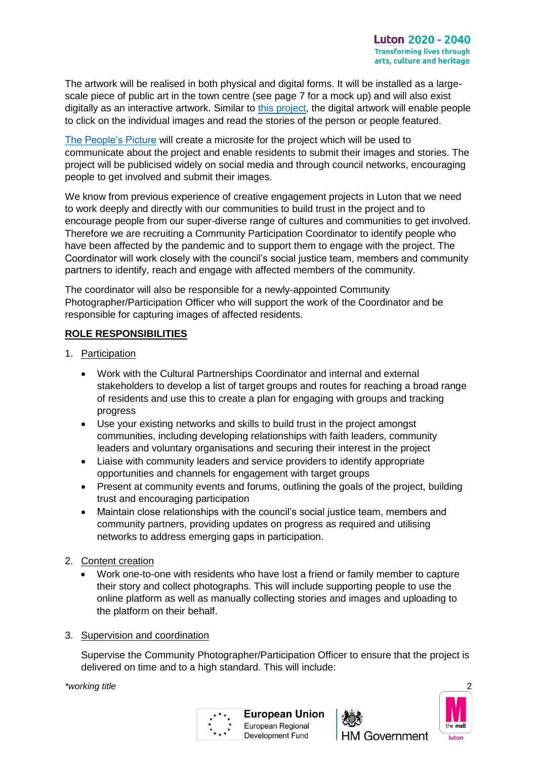The artwork will be realised in both physical and digital forms. It will be installed as a large-scale piece of public art in the town centre (see page 7 for a mock up) and will also exist digitally as an interactive artwork. Similar to this project, the digital artwork will enable people to click on the individual images and read the stories of the person or people featured.

The People's Picture will create a microsite for the project which will be used to communicate about the project and enable residents to submit their images and stories. The project will be publicised widely on social media and through council networks, encouraging people to get involved and submit their images.

We know from previous experience of creative engagement projects in Luton that we need to work deeply and directly with our communities to build trust in the project and to encourage people from our super-diverse range of cultures and communities to get involved. Therefore we are recruiting a Community Participation Coordinator to identify people who have been affected by the pandemic and to support them to engage with the project. The Coordinator will work closely with the council's social justice team, members and community partners to identify, reach and engage with affected members of the community.

The coordinator will also be responsible for a newly-appointed Community Photographer/Participation Officer who will support the work of the Coordinator and be responsible for capturing images of affected residents.

## ROLE RESPONSIBILITIES

1. Participation
   - Work with the Cultural Partnerships Coordinator and internal and external stakeholders to develop a list of target groups and routes for reaching a broad range of residents and use this to create a plan for engaging with groups and tracking progress
   - Use your existing networks and skills to build trust in the project amongst communities, including developing relationships with faith leaders, community leaders and voluntary organisations and securing their interest in the project
   - Liaise with community leaders and service providers to identify appropriate opportunities and channels for engagement with target groups
   - Present at community events and forums, outlining the goals of the project, building trust and encouraging participation
   - Maintain close relationships with the council's social justice team, members and community partners, providing updates on progress as required and utilising networks to address emerging gaps in participation.

2. Content creation
   - Work one-to-one with residents who have lost a friend or family member to capture their story and collect photographs. This will include supporting people to use the online platform as well as manually collecting stories and images and uploading to the platform on their behalf.

3. Supervision and coordination

   Supervise the Community Photographer/Participation Officer to ensure that the project is delivered on time and to a high standard. This will include:

*working title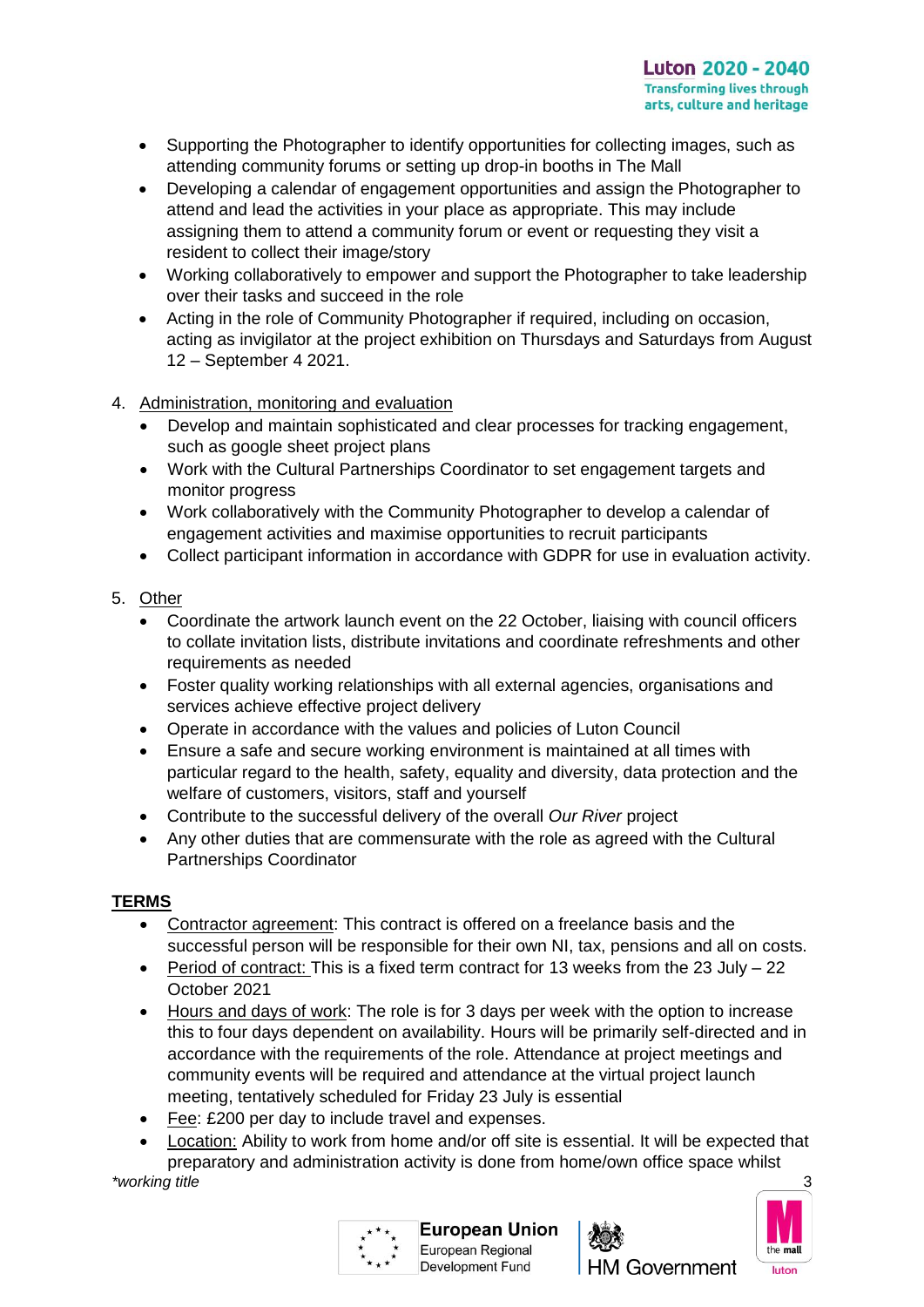- Supporting the Photographer to identify opportunities for collecting images, such as attending community forums or setting up drop-in booths in The Mall
- Developing a calendar of engagement opportunities and assign the Photographer to attend and lead the activities in your place as appropriate. This may include assigning them to attend a community forum or event or requesting they visit a resident to collect their image/story
- Working collaboratively to empower and support the Photographer to take leadership over their tasks and succeed in the role
- Acting in the role of Community Photographer if required, including on occasion, acting as invigilator at the project exhibition on Thursdays and Saturdays from August 12 – September 4 2021.

4. Administration, monitoring and evaluation
   - Develop and maintain sophisticated and clear processes for tracking engagement, such as google sheet project plans
   - Work with the Cultural Partnerships Coordinator to set engagement targets and monitor progress
   - Work collaboratively with the Community Photographer to develop a calendar of engagement activities and maximise opportunities to recruit participants
   - Collect participant information in accordance with GDPR for use in evaluation activity.

5. Other
   - Coordinate the artwork launch event on the 22 October, liaising with council officers to collate invitation lists, distribute invitations and coordinate refreshments and other requirements as needed
   - Foster quality working relationships with all external agencies, organisations and services achieve effective project delivery
   - Operate in accordance with the values and policies of Luton Council
   - Ensure a safe and secure working environment is maintained at all times with particular regard to the health, safety, equality and diversity, data protection and the welfare of customers, visitors, staff and yourself
   - Contribute to the successful delivery of the overall *Our River* project
   - Any other duties that are commensurate with the role as agreed with the Cultural Partnerships Coordinator

## TERMS

- Contractor agreement: This contract is offered on a freelance basis and the successful person will be responsible for their own NI, tax, pensions and all on costs.
- Period of contract: This is a fixed term contract for 13 weeks from the 23 July – 22 October 2021
- Hours and days of work: The role is for 3 days per week with the option to increase this to four days dependent on availability. Hours will be primarily self-directed and in accordance with the requirements of the role. Attendance at project meetings and community events will be required and attendance at the virtual project launch meeting, tentatively scheduled for Friday 23 July is essential
- Fee: £200 per day to include travel and expenses.
- Location: Ability to work from home and/or off site is essential. It will be expected that preparatory and administration activity is done from home/own office space whilst

*\*working title*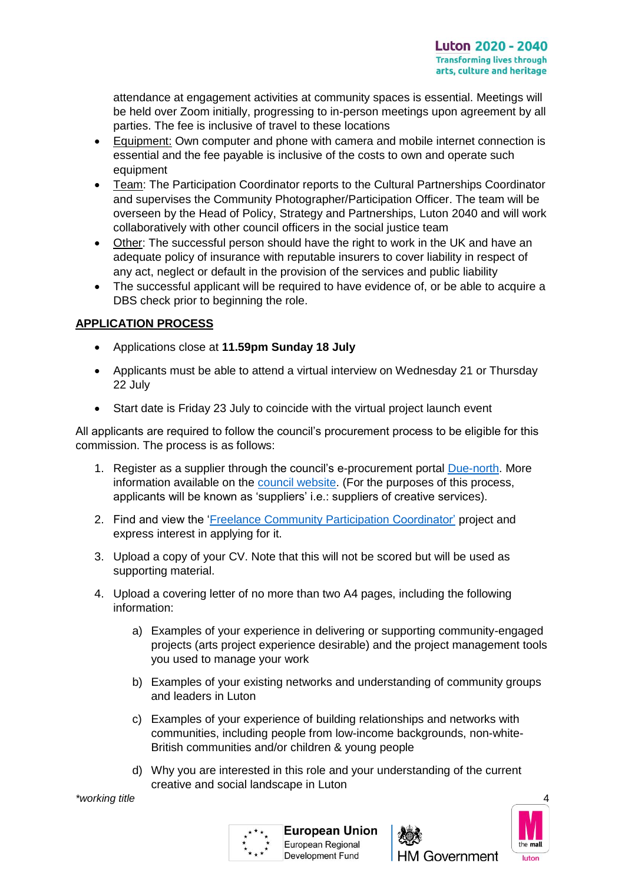attendance at engagement activities at community spaces is essential. Meetings will be held over Zoom initially, progressing to in-person meetings upon agreement by all parties. The fee is inclusive of travel to these locations

- Equipment: Own computer and phone with camera and mobile internet connection is essential and the fee payable is inclusive of the costs to own and operate such equipment
- Team: The Participation Coordinator reports to the Cultural Partnerships Coordinator and supervises the Community Photographer/Participation Officer. The team will be overseen by the Head of Policy, Strategy and Partnerships, Luton 2040 and will work collaboratively with other council officers in the social justice team
- Other: The successful person should have the right to work in the UK and have an adequate policy of insurance with reputable insurers to cover liability in respect of any act, neglect or default in the provision of the services and public liability
- The successful applicant will be required to have evidence of, or be able to acquire a DBS check prior to beginning the role.

## APPLICATION PROCESS

- Applications close at **11.59pm Sunday 18 July**
- Applicants must be able to attend a virtual interview on Wednesday 21 or Thursday 22 July
- Start date is Friday 23 July to coincide with the virtual project launch event

All applicants are required to follow the council's procurement process to be eligible for this commission. The process is as follows:

1. Register as a supplier through the council's e-procurement portal Due-north. More information available on the council website. (For the purposes of this process, applicants will be known as 'suppliers' i.e.: suppliers of creative services).
2. Find and view the 'Freelance Community Participation Coordinator' project and express interest in applying for it.
3. Upload a copy of your CV. Note that this will not be scored but will be used as supporting material.
4. Upload a covering letter of no more than two A4 pages, including the following information:
    a) Examples of your experience in delivering or supporting community-engaged projects (arts project experience desirable) and the project management tools you used to manage your work

    b) Examples of your existing networks and understanding of community groups and leaders in Luton

    c) Examples of your experience of building relationships and networks with communities, including people from low-income backgrounds, non-white-British communities and/or children & young people

    d) Why you are interested in this role and your understanding of the current creative and social landscape in Luton

*working title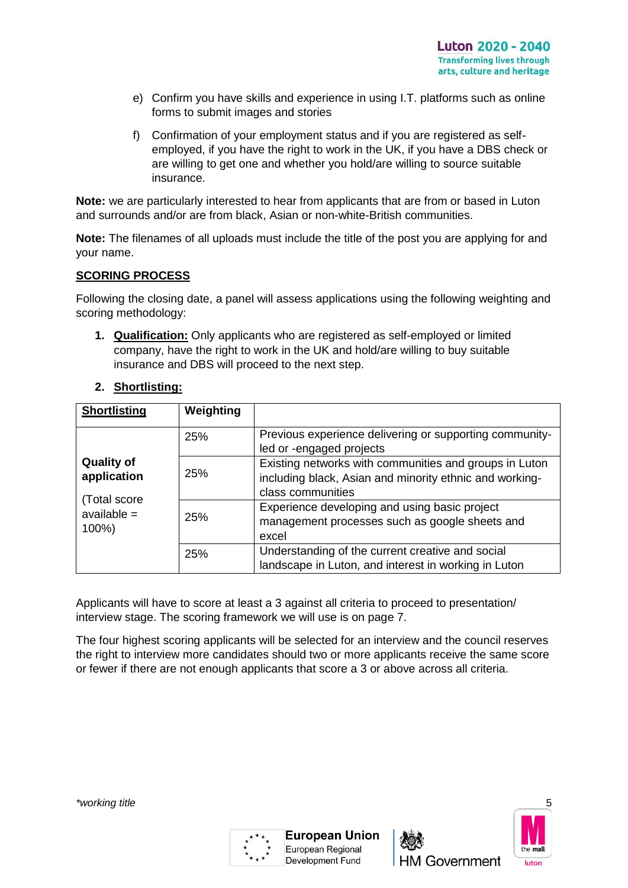e) Confirm you have skills and experience in using I.T. platforms such as online forms to submit images and stories

f) Confirmation of your employment status and if you are registered as self-employed, if you have the right to work in the UK, if you have a DBS check or are willing to get one and whether you hold/are willing to source suitable insurance.

**Note:** we are particularly interested to hear from applicants that are from or based in Luton and surrounds and/or are from black, Asian or non-white-British communities.

**Note:** The filenames of all uploads must include the title of the post you are applying for and your name.

**SCORING PROCESS**

Following the closing date, a panel will assess applications using the following weighting and scoring methodology:

1. **Qualification:** Only applicants who are registered as self-employed or limited company, have the right to work in the UK and hold/are willing to buy suitable insurance and DBS will proceed to the next step.

2. **Shortlisting:**

| **Shortlisting** | **Weighting** | |
|---|---|---|
| **Quality of application** (Total score available = 100%) | 25% | Previous experience delivering or supporting community-led or -engaged projects |
| | 25% | Existing networks with communities and groups in Luton including black, Asian and minority ethnic and working-class communities |
| | 25% | Experience developing and using basic project management processes such as google sheets and excel |
| | 25% | Understanding of the current creative and social landscape in Luton, and interest in working in Luton |

Applicants will have to score at least a 3 against all criteria to proceed to presentation/ interview stage. The scoring framework we will use is on page 7.

The four highest scoring applicants will be selected for an interview and the council reserves the right to interview more candidates should two or more applicants receive the same score or fewer if there are not enough applicants that score a 3 or above across all criteria.

*\*working title*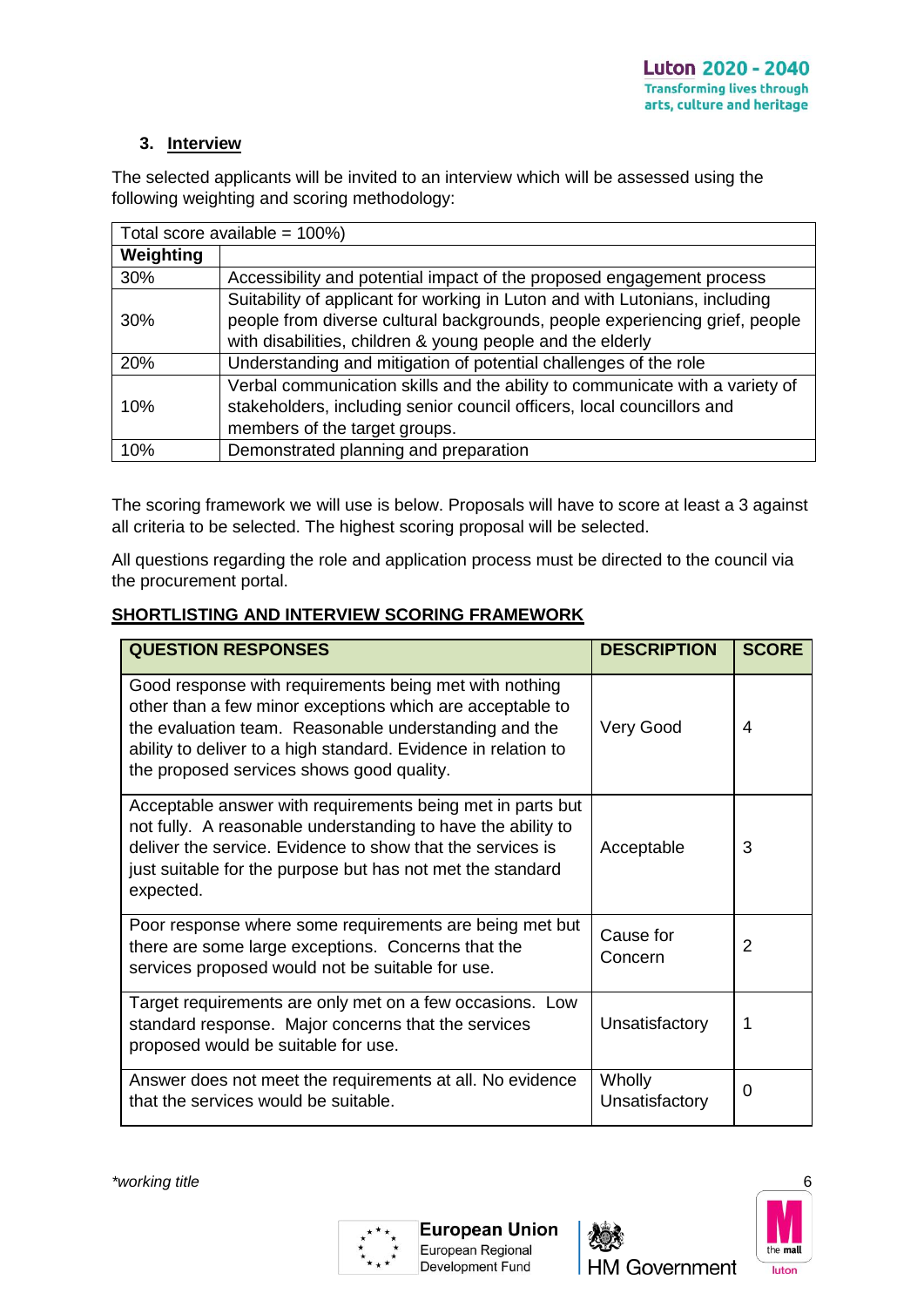### 3. Interview

The selected applicants will be invited to an interview which will be assessed using the following weighting and scoring methodology:

| Total score available = 100%) | |
|---|---|
| **Weighting** | |
| 30% | Accessibility and potential impact of the proposed engagement process |
| 30% | Suitability of applicant for working in Luton and with Lutonians, including people from diverse cultural backgrounds, people experiencing grief, people with disabilities, children & young people and the elderly |
| 20% | Understanding and mitigation of potential challenges of the role |
| 10% | Verbal communication skills and the ability to communicate with a variety of stakeholders, including senior council officers, local councillors and members of the target groups. |
| 10% | Demonstrated planning and preparation |

The scoring framework we will use is below. Proposals will have to score at least a 3 against all criteria to be selected. The highest scoring proposal will be selected.

All questions regarding the role and application process must be directed to the council via the procurement portal.

**SHORTLISTING AND INTERVIEW SCORING FRAMEWORK**

| QUESTION RESPONSES | DESCRIPTION | SCORE |
|---|---|---|
| Good response with requirements being met with nothing other than a few minor exceptions which are acceptable to the evaluation team. Reasonable understanding and the ability to deliver to a high standard. Evidence in relation to the proposed services shows good quality. | Very Good | 4 |
| Acceptable answer with requirements being met in parts but not fully. A reasonable understanding to have the ability to deliver the service. Evidence to show that the services is just suitable for the purpose but has not met the standard expected. | Acceptable | 3 |
| Poor response where some requirements are being met but there are some large exceptions. Concerns that the services proposed would not be suitable for use. | Cause for Concern | 2 |
| Target requirements are only met on a few occasions. Low standard response. Major concerns that the services proposed would be suitable for use. | Unsatisfactory | 1 |
| Answer does not meet the requirements at all. No evidence that the services would be suitable. | Wholly Unsatisfactory | 0 |

*\*working title*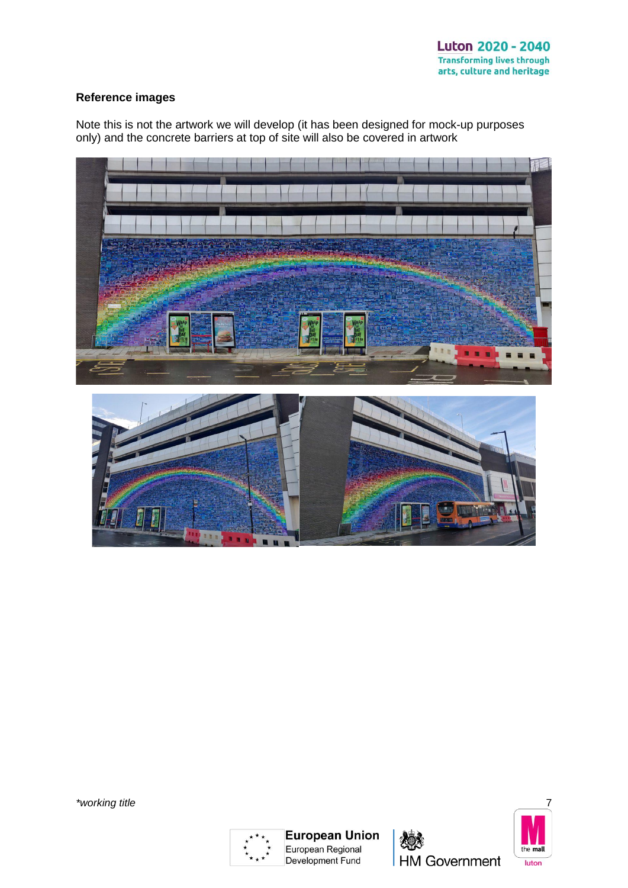## Reference images

Note this is not the artwork we will develop (it has been designed for mock-up purposes only) and the concrete barriers at top of site will also be covered in artwork

*working title